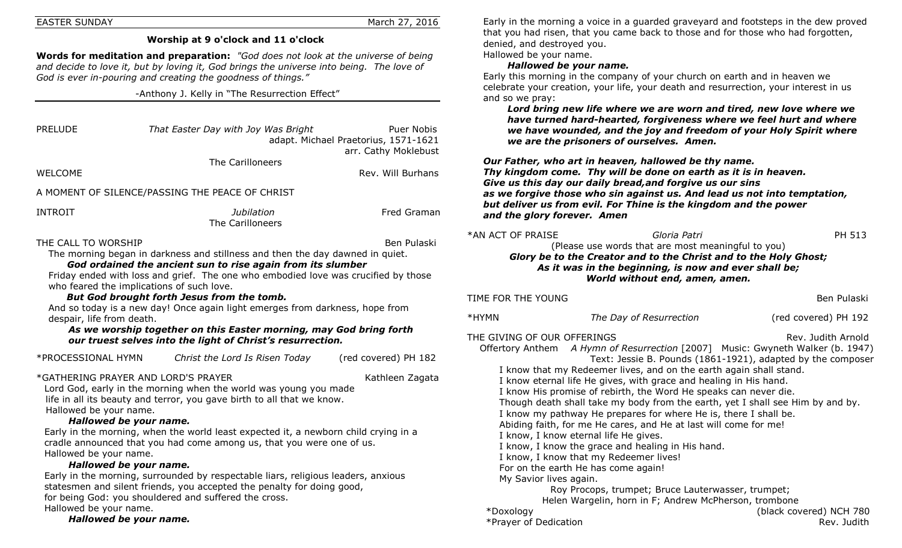EASTER SUNDAY March 27, 2016

## Worship at 9 o'clock and 11 o'clock

**Words for meditation and preparation:** *"God does not look at the universe of being and decide to love it, but by loving it, God brings the universe into being. The love of God is ever in-pouring and creating the goodness of things."*

-Anthony J. Kelly in "The Resurrection Effect"

PRELUDE *That Easter Day with Joy Was Bright* Puer Nobis
adapt. Michael Praetorius, 1571-1621
arr. Cathy Moklebust
The Carilloneers

WELCOME Rev. Will Burhans

A MOMENT OF SILENCE/PASSING THE PEACE OF CHRIST

INTROIT *Jubilation* Fred Graman
The Carilloneers

THE CALL TO WORSHIP Ben Pulaski

The morning began in darkness and stillness and then the day dawned in quiet.

***God ordained the ancient sun to rise again from its slumber***

Friday ended with loss and grief. The one who embodied love was crucified by those who feared the implications of such love.

***But God brought forth Jesus from the tomb.***

And so today is a new day! Once again light emerges from darkness, hope from despair, life from death.

***As we worship together on this Easter morning, may God bring forth our truest selves into the light of Christ's resurrection.***

*PROCESSIONAL HYMN *Christ the Lord Is Risen Today* (red covered) PH 182

*GATHERING PRAYER AND LORD'S PRAYER Kathleen Zagata

Lord God, early in the morning when the world was young you made life in all its beauty and terror, you gave birth to all that we know.
Hallowed be your name.

***Hallowed be your name.***

Early in the morning, when the world least expected it, a newborn child crying in a cradle announced that you had come among us, that you were one of us.
Hallowed be your name.

***Hallowed be your name.***

Early in the morning, surrounded by respectable liars, religious leaders, anxious statesmen and silent friends, you accepted the penalty for doing good, for being God: you shouldered and suffered the cross.
Hallowed be your name.

***Hallowed be your name.***

Early in the morning a voice in a guarded graveyard and footsteps in the dew proved that you had risen, that you came back to those and for those who had forgotten, denied, and destroyed you.
Hallowed be your name.

***Hallowed be your name.***

Early this morning in the company of your church on earth and in heaven we celebrate your creation, your life, your death and resurrection, your interest in us and so we pray:

***Lord bring new life where we are worn and tired, new love where we have turned hard-hearted, forgiveness where we feel hurt and where we have wounded, and the joy and freedom of your Holy Spirit where we are the prisoners of ourselves. Amen.***

***Our Father, who art in heaven, hallowed be thy name.
Thy kingdom come. Thy will be done on earth as it is in heaven.
Give us this day our daily bread,and forgive us our sins
as we forgive those who sin against us. And lead us not into temptation,
but deliver us from evil. For Thine is the kingdom and the power
and the glory forever. Amen***

*AN ACT OF PRAISE *Gloria Patri* PH 513

(Please use words that are most meaningful to you)

***Glory be to the Creator and to the Christ and to the Holy Ghost;
As it was in the beginning, is now and ever shall be;
World without end, amen, amen.***

TIME FOR THE YOUNG Ben Pulaski

*HYMN *The Day of Resurrection* (red covered) PH 192

THE GIVING OF OUR OFFERINGS Rev. Judith Arnold

Offertory Anthem *A Hymn of Resurrection* [2007] Music: Gwyneth Walker (b. 1947)
Text: Jessie B. Pounds (1861-1921), adapted by the composer

I know that my Redeemer lives, and on the earth again shall stand.
I know eternal life He gives, with grace and healing in His hand.
I know His promise of rebirth, the Word He speaks can never die.
Though death shall take my body from the earth, yet I shall see Him by and by.
I know my pathway He prepares for where He is, there I shall be.
Abiding faith, for me He cares, and He at last will come for me!
I know, I know eternal life He gives.
I know, I know the grace and healing in His hand.
I know, I know that my Redeemer lives!
For on the earth He has come again!
My Savior lives again.

Roy Procops, trumpet; Bruce Lauterwasser, trumpet;
Helen Wargelin, horn in F; Andrew McPherson, trombone

*Doxology (black covered) NCH 780

*Prayer of Dedication Rev. Judith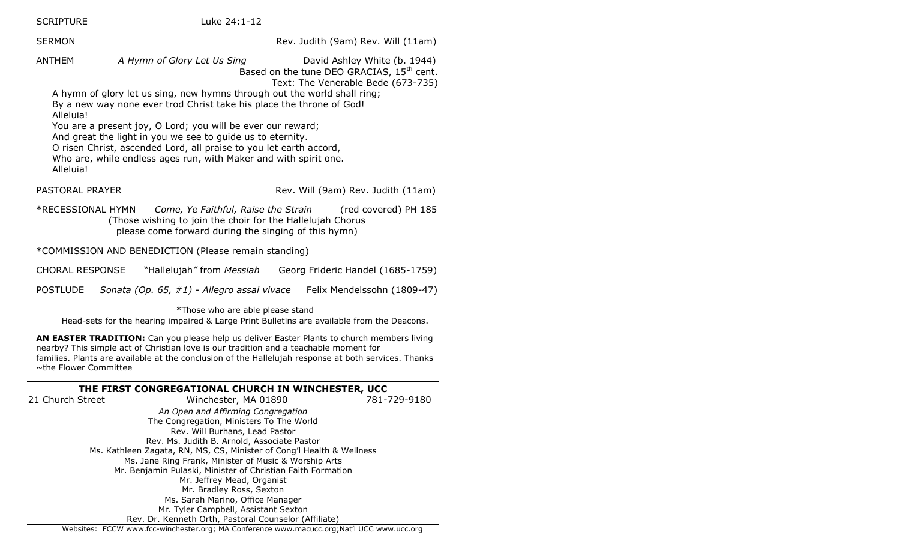SCRIPTURE Luke 24:1-12

SERMON Rev. Judith (9am) Rev. Will (11am)

ANTHEM *A Hymn of Glory Let Us Sing* David Ashley White (b. 1944)
Based on the tune DEO GRACIAS, 15th cent.
Text: The Venerable Bede (673-735)

A hymn of glory let us sing, new hymns through out the world shall ring;
By a new way none ever trod Christ take his place the throne of God!
Alleluia!
You are a present joy, O Lord; you will be ever our reward;
And great the light in you we see to guide us to eternity.
O risen Christ, ascended Lord, all praise to you let earth accord,
Who are, while endless ages run, with Maker and with spirit one.
Alleluia!

PASTORAL PRAYER Rev. Will (9am) Rev. Judith (11am)

*RECESSIONAL HYMN *Come, Ye Faithful, Raise the Strain* (red covered) PH 185
(Those wishing to join the choir for the Hallelujah Chorus please come forward during the singing of this hymn)

*COMMISSION AND BENEDICTION (Please remain standing)

CHORAL RESPONSE "Hallelujah" from *Messiah* Georg Frideric Handel (1685-1759)

POSTLUDE *Sonata (Op. 65, #1) - Allegro assai vivace* Felix Mendelssohn (1809-47)

*Those who are able please stand

Head-sets for the hearing impaired & Large Print Bulletins are available from the Deacons.

**AN EASTER TRADITION:** Can you please help us deliver Easter Plants to church members living nearby? This simple act of Christian love is our tradition and a teachable moment for families. Plants are available at the conclusion of the Hallelujah response at both services. Thanks ~the Flower Committee

**THE FIRST CONGREGATIONAL CHURCH IN WINCHESTER, UCC**

21 Church Street Winchester, MA 01890 781-729-9180

*An Open and Affirming Congregation*
The Congregation, Ministers To The World
Rev. Will Burhans, Lead Pastor
Rev. Ms. Judith B. Arnold, Associate Pastor
Ms. Kathleen Zagata, RN, MS, CS, Minister of Cong'l Health & Wellness
Ms. Jane Ring Frank, Minister of Music & Worship Arts
Mr. Benjamin Pulaski, Minister of Christian Faith Formation
Mr. Jeffrey Mead, Organist
Mr. Bradley Ross, Sexton
Ms. Sarah Marino, Office Manager
Mr. Tyler Campbell, Assistant Sexton
Rev. Dr. Kenneth Orth, Pastoral Counselor (Affiliate)

Websites: FCCW www.fcc-winchester.org; MA Conference www.macucc.org; Nat'l UCC www.ucc.org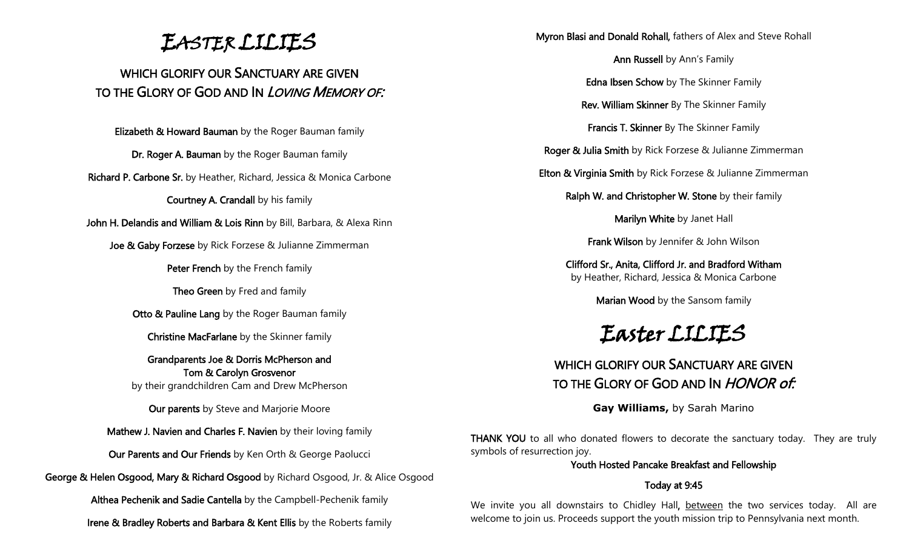# Easter LILIES

## WHICH GLORIFY OUR SANCTUARY ARE GIVEN TO THE GLORY OF GOD AND IN *LOVING MEMORY OF:*

**Elizabeth & Howard Bauman** by the Roger Bauman family

**Dr. Roger A. Bauman** by the Roger Bauman family

**Richard P. Carbone Sr.** by Heather, Richard, Jessica & Monica Carbone

**Courtney A. Crandall** by his family

**John H. Delandis and William & Lois Rinn** by Bill, Barbara, & Alexa Rinn

**Joe & Gaby Forzese** by Rick Forzese & Julianne Zimmerman

**Peter French** by the French family

**Theo Green** by Fred and family

**Otto & Pauline Lang** by the Roger Bauman family

**Christine MacFarlane** by the Skinner family

**Grandparents Joe & Dorris McPherson and Tom & Carolyn Grosvenor**
by their grandchildren Cam and Drew McPherson

**Our parents** by Steve and Marjorie Moore

**Mathew J. Navien and Charles F. Navien** by their loving family

**Our Parents and Our Friends** by Ken Orth & George Paolucci

**George & Helen Osgood, Mary & Richard Osgood** by Richard Osgood, Jr. & Alice Osgood

**Althea Pechenik and Sadie Cantella** by the Campbell-Pechenik family

**Irene & Bradley Roberts and Barbara & Kent Ellis** by the Roberts family

**Myron Blasi and Donald Rohall,** fathers of Alex and Steve Rohall

**Ann Russell** by Ann's Family

**Edna Ibsen Schow** by The Skinner Family

**Rev. William Skinner** By The Skinner Family

**Francis T. Skinner** By The Skinner Family

**Roger & Julia Smith** by Rick Forzese & Julianne Zimmerman

**Elton & Virginia Smith** by Rick Forzese & Julianne Zimmerman

**Ralph W. and Christopher W. Stone** by their family

**Marilyn White** by Janet Hall

**Frank Wilson** by Jennifer & John Wilson

**Clifford Sr., Anita, Clifford Jr. and Bradford Witham**
by Heather, Richard, Jessica & Monica Carbone

**Marian Wood** by the Sansom family

# Easter LILIES

## WHICH GLORIFY OUR SANCTUARY ARE GIVEN TO THE GLORY OF GOD AND IN *HONOR of:*

**Gay Williams,** by Sarah Marino

**THANK YOU** to all who donated flowers to decorate the sanctuary today. They are truly symbols of resurrection joy.

**Youth Hosted Pancake Breakfast and Fellowship**

**Today at 9:45**

We invite you all downstairs to Chidley Hall, between the two services today. All are welcome to join us. Proceeds support the youth mission trip to Pennsylvania next month.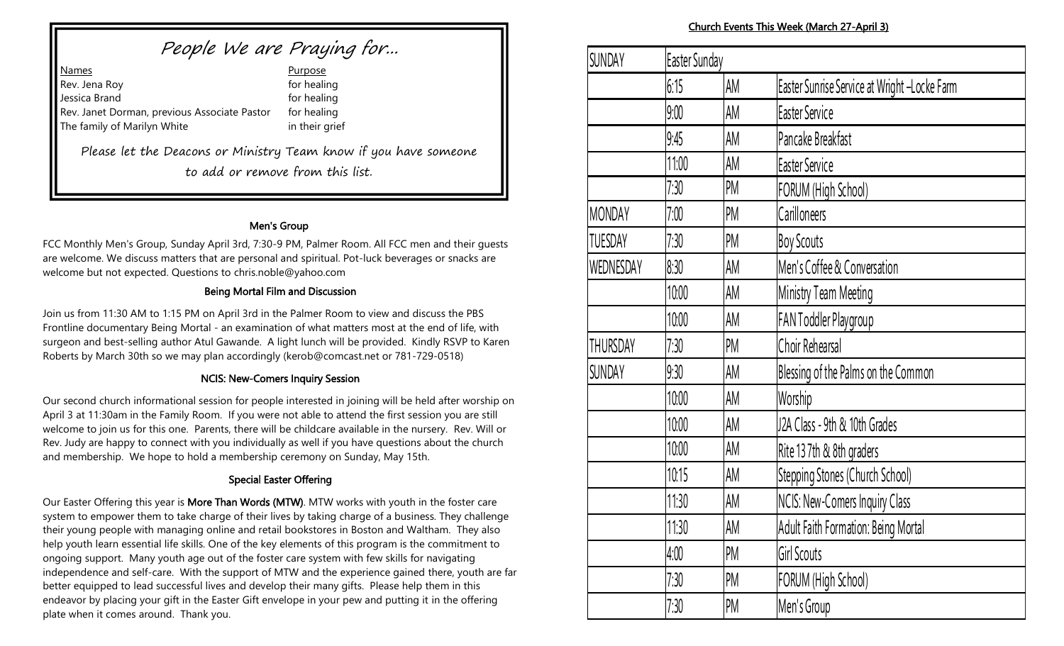## People We are Praying for...

| Names | Purpose |
| --- | --- |
| Rev. Jena Roy | for healing |
| Jessica Brand | for healing |
| Rev. Janet Dorman, previous Associate Pastor | for healing |
| The family of Marilyn White | in their grief |

*Please let the Deacons or Ministry Team know if you have someone to add or remove from this list.*

### Men's Group

FCC Monthly Men's Group, Sunday April 3rd, 7:30-9 PM, Palmer Room. All FCC men and their guests are welcome. We discuss matters that are personal and spiritual. Pot-luck beverages or snacks are welcome but not expected. Questions to chris.noble@yahoo.com

### Being Mortal Film and Discussion

Join us from 11:30 AM to 1:15 PM on April 3rd in the Palmer Room to view and discuss the PBS Frontline documentary Being Mortal - an examination of what matters most at the end of life, with surgeon and best-selling author Atul Gawande. A light lunch will be provided. Kindly RSVP to Karen Roberts by March 30th so we may plan accordingly (kerob@comcast.net or 781-729-0518)

### NCIS: New-Comers Inquiry Session

Our second church informational session for people interested in joining will be held after worship on April 3 at 11:30am in the Family Room. If you were not able to attend the first session you are still welcome to join us for this one. Parents, there will be childcare available in the nursery. Rev. Will or Rev. Judy are happy to connect with you individually as well if you have questions about the church and membership. We hope to hold a membership ceremony on Sunday, May 15th.

### Special Easter Offering

Our Easter Offering this year is **More Than Words (MTW)**. MTW works with youth in the foster care system to empower them to take charge of their lives by taking charge of a business. They challenge their young people with managing online and retail bookstores in Boston and Waltham. They also help youth learn essential life skills. One of the key elements of this program is the commitment to ongoing support. Many youth age out of the foster care system with few skills for navigating independence and self-care. With the support of MTW and the experience gained there, youth are far better equipped to lead successful lives and develop their many gifts. Please help them in this endeavor by placing your gift in the Easter Gift envelope in your pew and putting it in the offering plate when it comes around. Thank you.

## Church Events This Week (March 27-April 3)

| | | | |
| --- | --- | --- | --- |
| SUNDAY | Easter Sunday | | |
| | 6:15 | AM | Easter Sunrise Service at Wright –Locke Farm |
| | 9:00 | AM | Easter Service |
| | 9:45 | AM | Pancake Breakfast |
| | 11:00 | AM | Easter Service |
| | 7:30 | PM | FORUM (High School) |
| MONDAY | 7:00 | PM | Carilloneers |
| TUESDAY | 7:30 | PM | Boy Scouts |
| WEDNESDAY | 8:30 | AM | Men's Coffee & Conversation |
| | 10:00 | AM | Ministry Team Meeting |
| | 10:00 | AM | FAN Toddler Playgroup |
| THURSDAY | 7:30 | PM | Choir Rehearsal |
| SUNDAY | 9:30 | AM | Blessing of the Palms on the Common |
| | 10:00 | AM | Worship |
| | 10:00 | AM | J2A Class - 9th & 10th Grades |
| | 10:00 | AM | Rite 13 7th & 8th graders |
| | 10:15 | AM | Stepping Stones (Church School) |
| | 11:30 | AM | NCIS: New-Comers Inquiry Class |
| | 11:30 | AM | Adult Faith Formation: Being Mortal |
| | 4:00 | PM | Girl Scouts |
| | 7:30 | PM | FORUM (High School) |
| | 7:30 | PM | Men's Group |